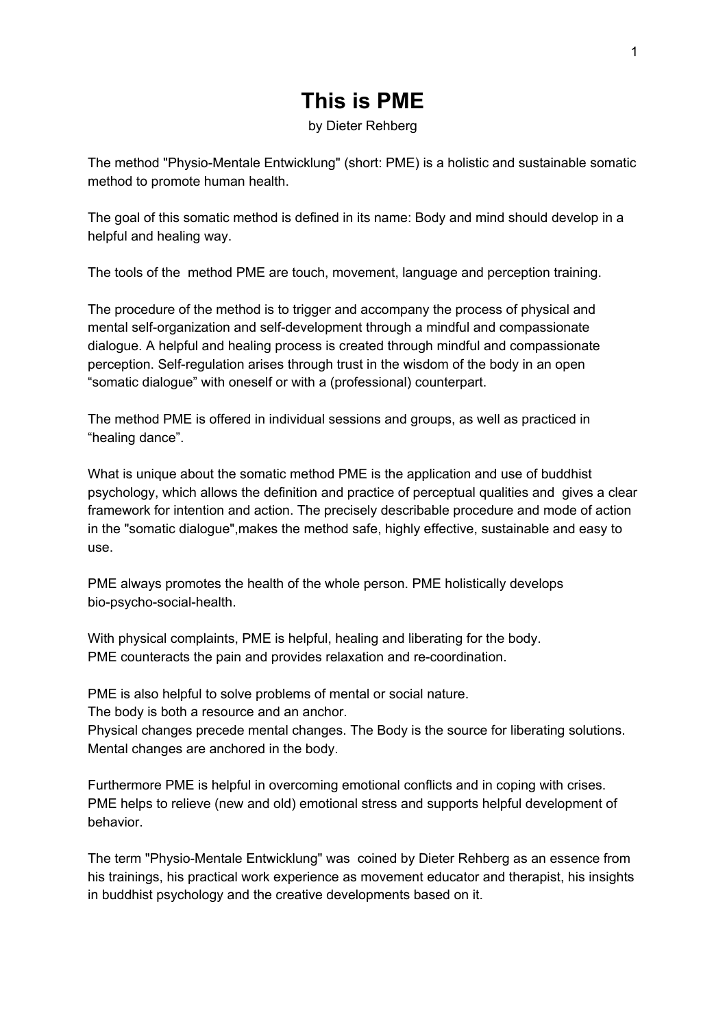# This is PME

by Dieter Rehberg

The method "Physio-Mentale Entwicklung" (short: PME) is a holistic and sustainable somatic method to promote human health.

The goal of this somatic method is defined in its name: Body and mind should develop in a helpful and healing way.

The tools of the method PME are touch, movement, language and perception training.

The procedure of the method is to trigger and accompany the process of physical and mental self-organization and self-development through a mindful and compassionate dialogue. A helpful and healing process is created through mindful and compassionate perception. Self-regulation arises through trust in the wisdom of the body in an open "somatic dialogue" with oneself or with a (professional) counterpart.

The method PME is offered in individual sessions and groups, as well as practiced in "healing dance".

What is unique about the somatic method PME is the application and use of buddhist psychology, which allows the definition and practice of perceptual qualities and gives a clear framework for intention and action. The precisely describable procedure and mode of action in the "somatic dialogue",makes the method safe, highly effective, sustainable and easy to use.

PME always promotes the health of the whole person. PME holistically develops bio-psycho-social-health.

With physical complaints, PME is helpful, healing and liberating for the body.
PME counteracts the pain and provides relaxation and re-coordination.

PME is also helpful to solve problems of mental or social nature.
The body is both a resource and an anchor.
Physical changes precede mental changes. The Body is the source for liberating solutions.
Mental changes are anchored in the body.

Furthermore PME is helpful in overcoming emotional conflicts and in coping with crises.
PME helps to relieve (new and old) emotional stress and supports helpful development of behavior.

The term "Physio-Mentale Entwicklung" was coined by Dieter Rehberg as an essence from his trainings, his practical work experience as movement educator and therapist, his insights in buddhist psychology and the creative developments based on it.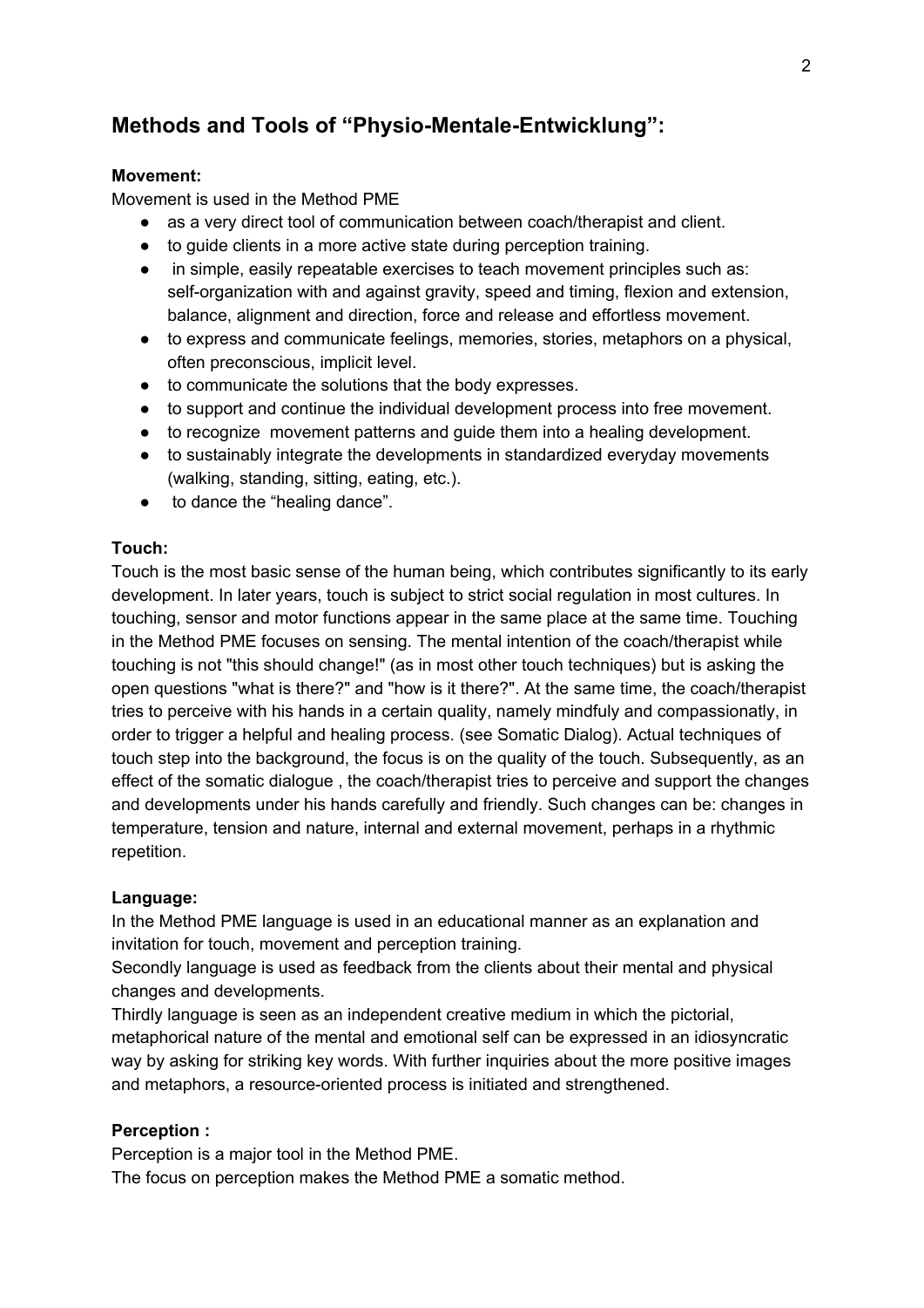## Methods and Tools of “Physio-Mentale-Entwicklung”:

**Movement:**

Movement is used in the Method PME

- as a very direct tool of communication between coach/therapist and client.
- to guide clients in a more active state during perception training.
- in simple, easily repeatable exercises to teach movement principles such as: self-organization with and against gravity, speed and timing, flexion and extension, balance, alignment and direction, force and release and effortless movement.
- to express and communicate feelings, memories, stories, metaphors on a physical, often preconscious, implicit level.
- to communicate the solutions that the body expresses.
- to support and continue the individual development process into free movement.
- to recognize movement patterns and guide them into a healing development.
- to sustainably integrate the developments in standardized everyday movements (walking, standing, sitting, eating, etc.).
- to dance the “healing dance”.

**Touch:**

Touch is the most basic sense of the human being, which contributes significantly to its early development. In later years, touch is subject to strict social regulation in most cultures. In touching, sensor and motor functions appear in the same place at the same time. Touching in the Method PME focuses on sensing. The mental intention of the coach/therapist while touching is not "this should change!" (as in most other touch techniques) but is asking the open questions "what is there?" and "how is it there?". At the same time, the coach/therapist tries to perceive with his hands in a certain quality, namely mindfuly and compassionatly, in order to trigger a helpful and healing process. (see Somatic Dialog). Actual techniques of touch step into the background, the focus is on the quality of the touch. Subsequently, as an effect of the somatic dialogue , the coach/therapist tries to perceive and support the changes and developments under his hands carefully and friendly. Such changes can be: changes in temperature, tension and nature, internal and external movement, perhaps in a rhythmic repetition.

**Language:**

In the Method PME language is used in an educational manner as an explanation and invitation for touch, movement and perception training.

Secondly language is used as feedback from the clients about their mental and physical changes and developments.

Thirdly language is seen as an independent creative medium in which the pictorial, metaphorical nature of the mental and emotional self can be expressed in an idiosyncratic way by asking for striking key words. With further inquiries about the more positive images and metaphors, a resource-oriented process is initiated and strengthened.

**Perception :**

Perception is a major tool in the Method PME.

The focus on perception makes the Method PME a somatic method.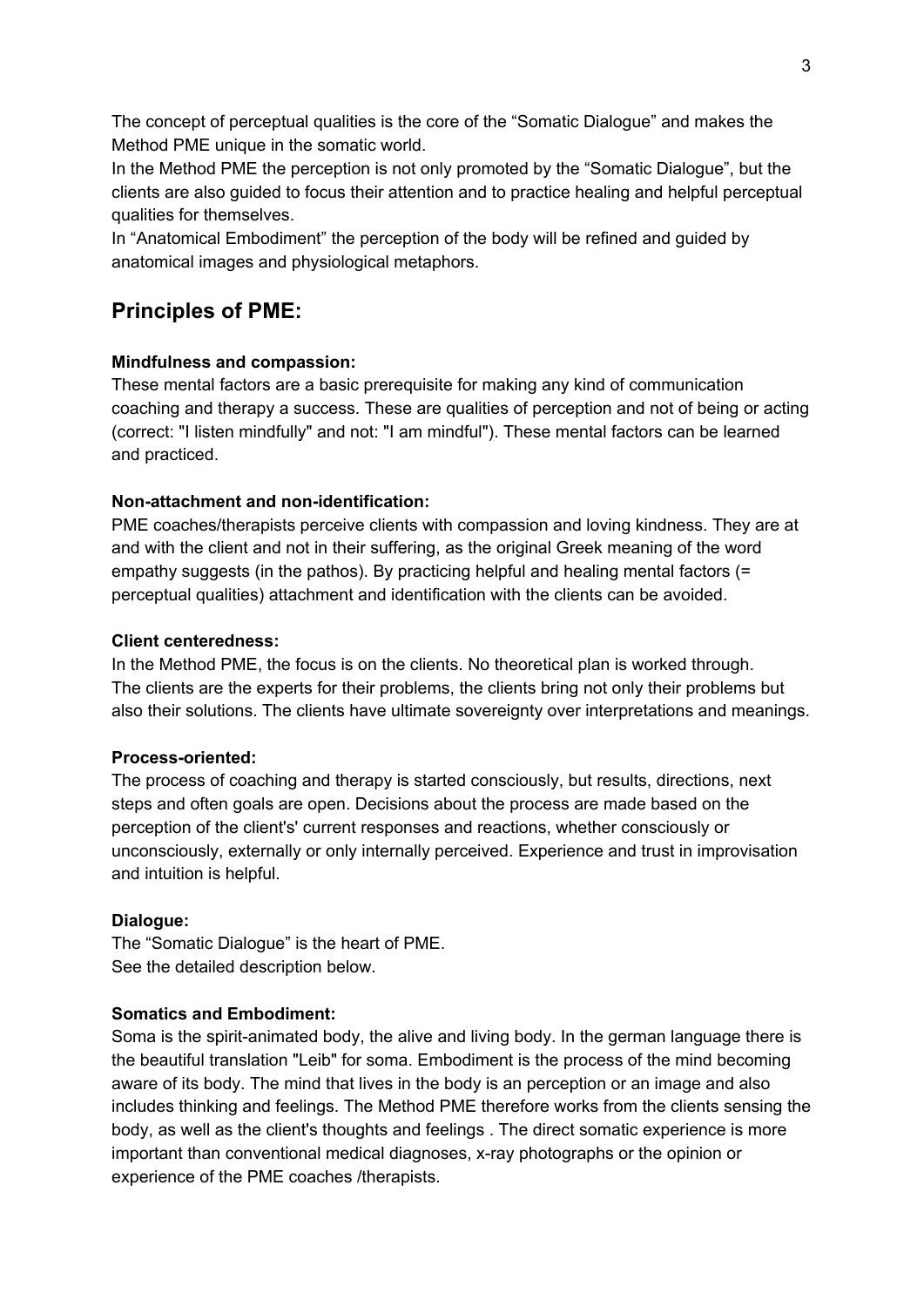The concept of perceptual qualities is the core of the "Somatic Dialogue" and makes the Method PME unique in the somatic world.
In the Method PME the perception is not only promoted by the "Somatic Dialogue", but the clients are also guided to focus their attention and to practice healing and helpful perceptual qualities for themselves.
In "Anatomical Embodiment" the perception of the body will be refined and guided by anatomical images and physiological metaphors.

## Principles of PME:

**Mindfulness and compassion:**
These mental factors are a basic prerequisite for making any kind of communication coaching and therapy a success. These are qualities of perception and not of being or acting (correct: "I listen mindfully" and not: "I am mindful"). These mental factors can be learned and practiced.

**Non-attachment and non-identification:**
PME coaches/therapists perceive clients with compassion and loving kindness. They are at and with the client and not in their suffering, as the original Greek meaning of the word empathy suggests (in the pathos). By practicing helpful and healing mental factors (= perceptual qualities) attachment and identification with the clients can be avoided.

**Client centeredness:**
In the Method PME, the focus is on the clients. No theoretical plan is worked through. The clients are the experts for their problems, the clients bring not only their problems but also their solutions. The clients have ultimate sovereignty over interpretations and meanings.

**Process-oriented:**
The process of coaching and therapy is started consciously, but results, directions, next steps and often goals are open. Decisions about the process are made based on the perception of the client's' current responses and reactions, whether consciously or unconsciously, externally or only internally perceived. Experience and trust in improvisation and intuition is helpful.

**Dialogue:**
The "Somatic Dialogue" is the heart of PME.
See the detailed description below.

**Somatics and Embodiment:**
Soma is the spirit-animated body, the alive and living body. In the german language there is the beautiful translation "Leib" for soma. Embodiment is the process of the mind becoming aware of its body. The mind that lives in the body is an perception or an image and also includes thinking and feelings. The Method PME therefore works from the clients sensing the body, as well as the client's thoughts and feelings . The direct somatic experience is more important than conventional medical diagnoses, x-ray photographs or the opinion or experience of the PME coaches /therapists.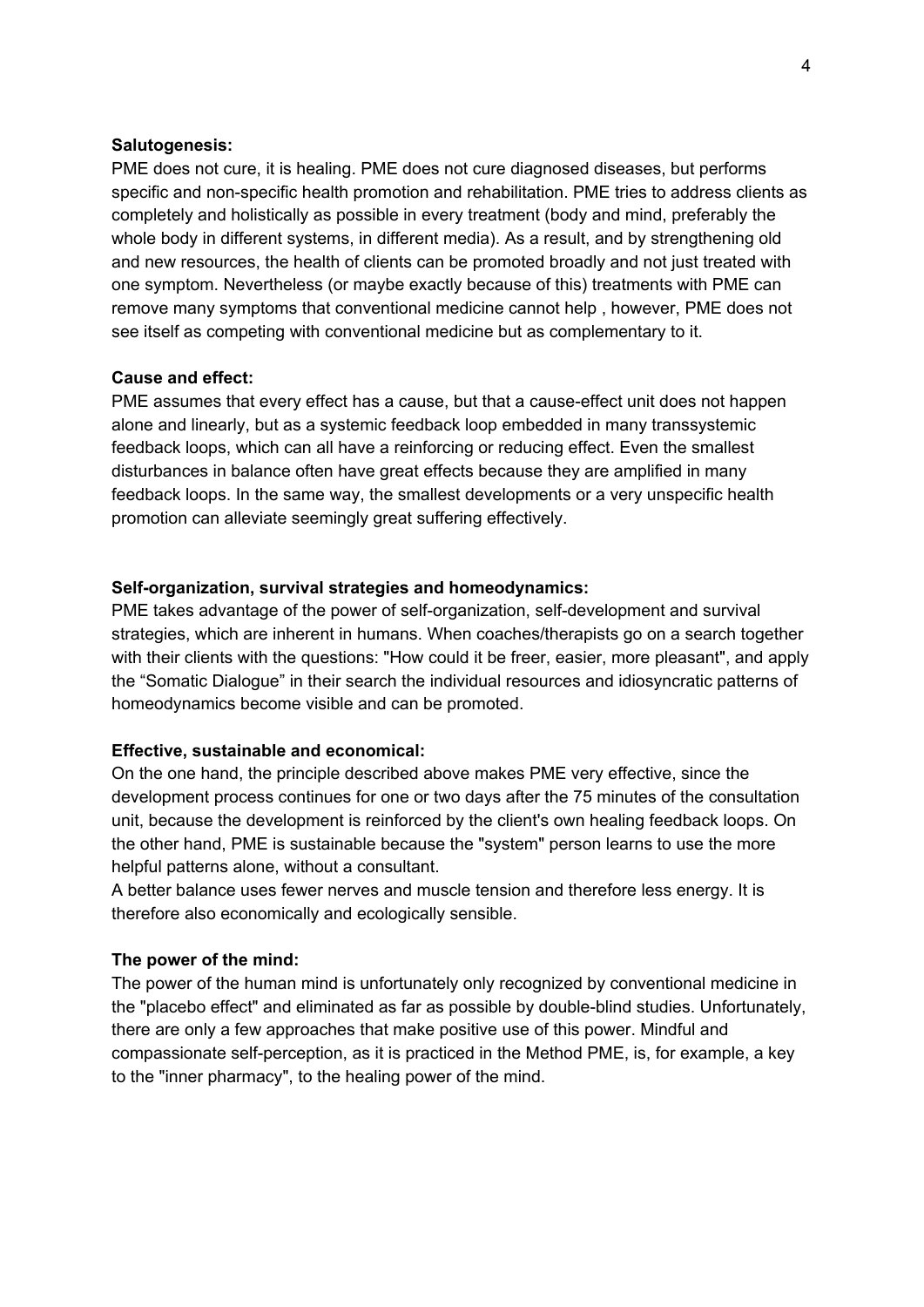**Salutogenesis:**

PME does not cure, it is healing. PME does not cure diagnosed diseases, but performs specific and non-specific health promotion and rehabilitation. PME tries to address clients as completely and holistically as possible in every treatment (body and mind, preferably the whole body in different systems, in different media). As a result, and by strengthening old and new resources, the health of clients can be promoted broadly and not just treated with one symptom. Nevertheless (or maybe exactly because of this) treatments with PME can remove many symptoms that conventional medicine cannot help , however, PME does not see itself as competing with conventional medicine but as complementary to it.

**Cause and effect:**

PME assumes that every effect has a cause, but that a cause-effect unit does not happen alone and linearly, but as a systemic feedback loop embedded in many transsystemic feedback loops, which can all have a reinforcing or reducing effect. Even the smallest disturbances in balance often have great effects because they are amplified in many feedback loops. In the same way, the smallest developments or a very unspecific health promotion can alleviate seemingly great suffering effectively.

**Self-organization, survival strategies and homeodynamics:**

PME takes advantage of the power of self-organization, self-development and survival strategies, which are inherent in humans. When coaches/therapists go on a search together with their clients with the questions: "How could it be freer, easier, more pleasant", and apply the "Somatic Dialogue" in their search the individual resources and idiosyncratic patterns of homeodynamics become visible and can be promoted.

**Effective, sustainable and economical:**

On the one hand, the principle described above makes PME very effective, since the development process continues for one or two days after the 75 minutes of the consultation unit, because the development is reinforced by the client's own healing feedback loops. On the other hand, PME is sustainable because the "system" person learns to use the more helpful patterns alone, without a consultant.

A better balance uses fewer nerves and muscle tension and therefore less energy. It is therefore also economically and ecologically sensible.

**The power of the mind:**

The power of the human mind is unfortunately only recognized by conventional medicine in the "placebo effect" and eliminated as far as possible by double-blind studies. Unfortunately, there are only a few approaches that make positive use of this power. Mindful and compassionate self-perception, as it is practiced in the Method PME, is, for example, a key to the "inner pharmacy", to the healing power of the mind.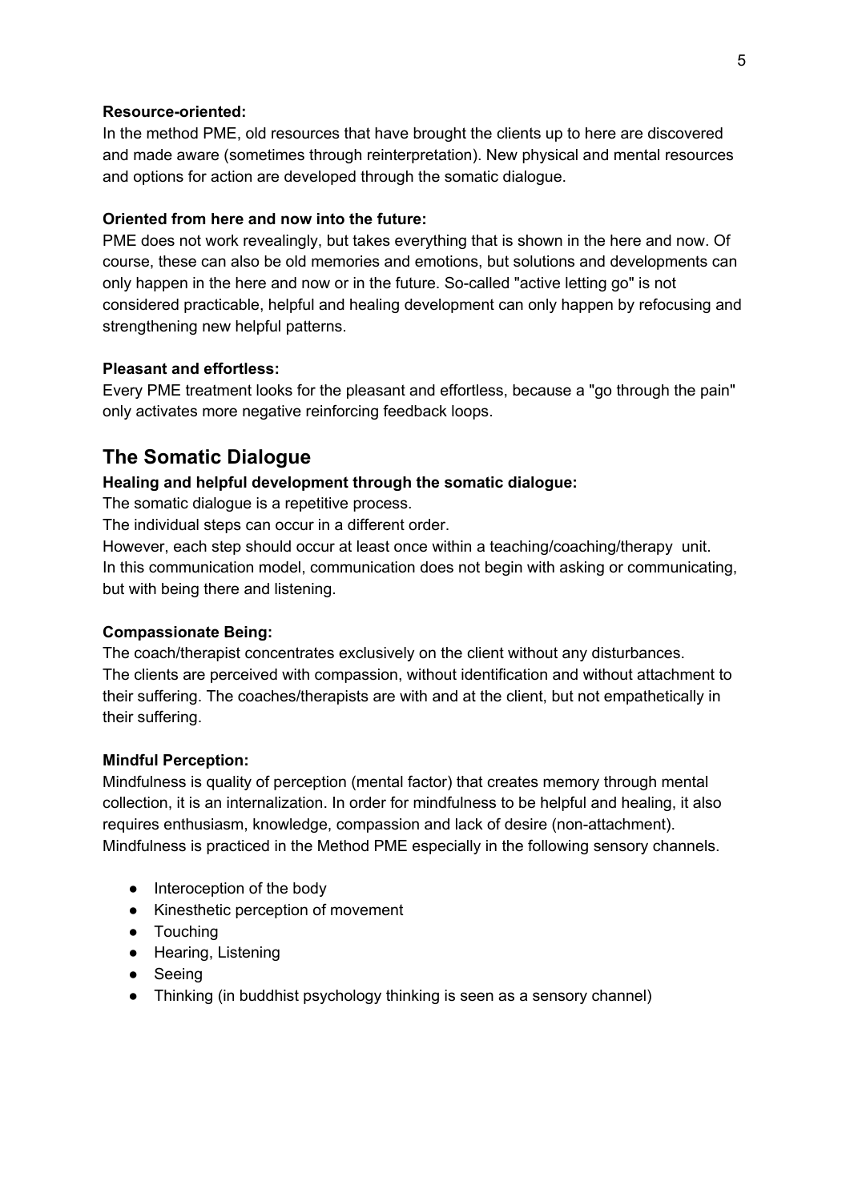**Resource-oriented:**
In the method PME, old resources that have brought the clients up to here are discovered and made aware (sometimes through reinterpretation). New physical and mental resources and options for action are developed through the somatic dialogue.

**Oriented from here and now into the future:**
PME does not work revealingly, but takes everything that is shown in the here and now. Of course, these can also be old memories and emotions, but solutions and developments can only happen in the here and now or in the future. So-called "active letting go" is not considered practicable, helpful and healing development can only happen by refocusing and strengthening new helpful patterns.

**Pleasant and effortless:**
Every PME treatment looks for the pleasant and effortless, because a "go through the pain" only activates more negative reinforcing feedback loops.

## The Somatic Dialogue

**Healing and helpful development through the somatic dialogue:**
The somatic dialogue is a repetitive process.
The individual steps can occur in a different order.
However, each step should occur at least once within a teaching/coaching/therapy unit.
In this communication model, communication does not begin with asking or communicating, but with being there and listening.

**Compassionate Being:**
The coach/therapist concentrates exclusively on the client without any disturbances.
The clients are perceived with compassion, without identification and without attachment to their suffering. The coaches/therapists are with and at the client, but not empathetically in their suffering.

**Mindful Perception:**
Mindfulness is quality of perception (mental factor) that creates memory through mental collection, it is an internalization. In order for mindfulness to be helpful and healing, it also requires enthusiasm, knowledge, compassion and lack of desire (non-attachment).
Mindfulness is practiced in the Method PME especially in the following sensory channels.

- Interoception of the body
- Kinesthetic perception of movement
- Touching
- Hearing, Listening
- Seeing
- Thinking (in buddhist psychology thinking is seen as a sensory channel)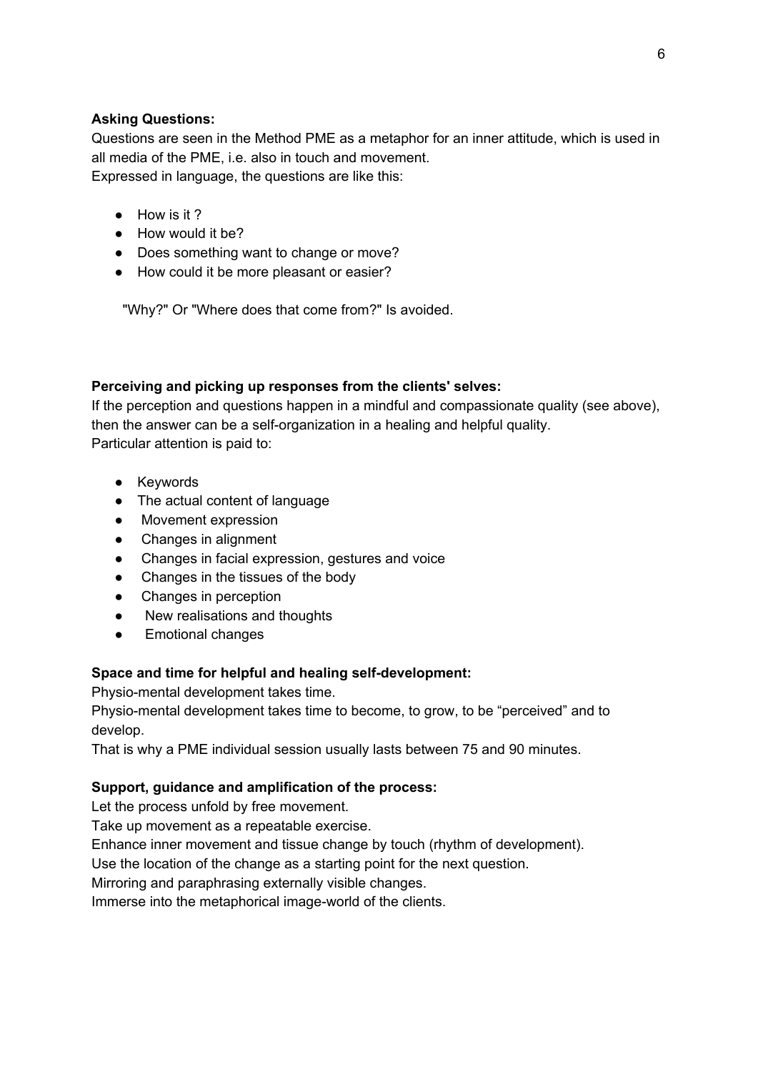**Asking Questions:**
Questions are seen in the Method PME as a metaphor for an inner attitude, which is used in all media of the PME, i.e. also in touch and movement.
Expressed in language, the questions are like this:

- How is it ?
- How would it be?
- Does something want to change or move?
- How could it be more pleasant or easier?

"Why?" Or "Where does that come from?" Is avoided.

**Perceiving and picking up responses from the clients' selves:**
If the perception and questions happen in a mindful and compassionate quality (see above), then the answer can be a self-organization in a healing and helpful quality.
Particular attention is paid to:

- Keywords
- The actual content of language
- Movement expression
- Changes in alignment
- Changes in facial expression, gestures and voice
- Changes in the tissues of the body
- Changes in perception
- New realisations and thoughts
- Emotional changes

**Space and time for helpful and healing self-development:**
Physio-mental development takes time.
Physio-mental development takes time to become, to grow, to be "perceived" and to develop.
That is why a PME individual session usually lasts between 75 and 90 minutes.

**Support, guidance and amplification of the process:**
Let the process unfold by free movement.
Take up movement as a repeatable exercise.
Enhance inner movement and tissue change by touch (rhythm of development).
Use the location of the change as a starting point for the next question.
Mirroring and paraphrasing externally visible changes.
Immerse into the metaphorical image-world of the clients.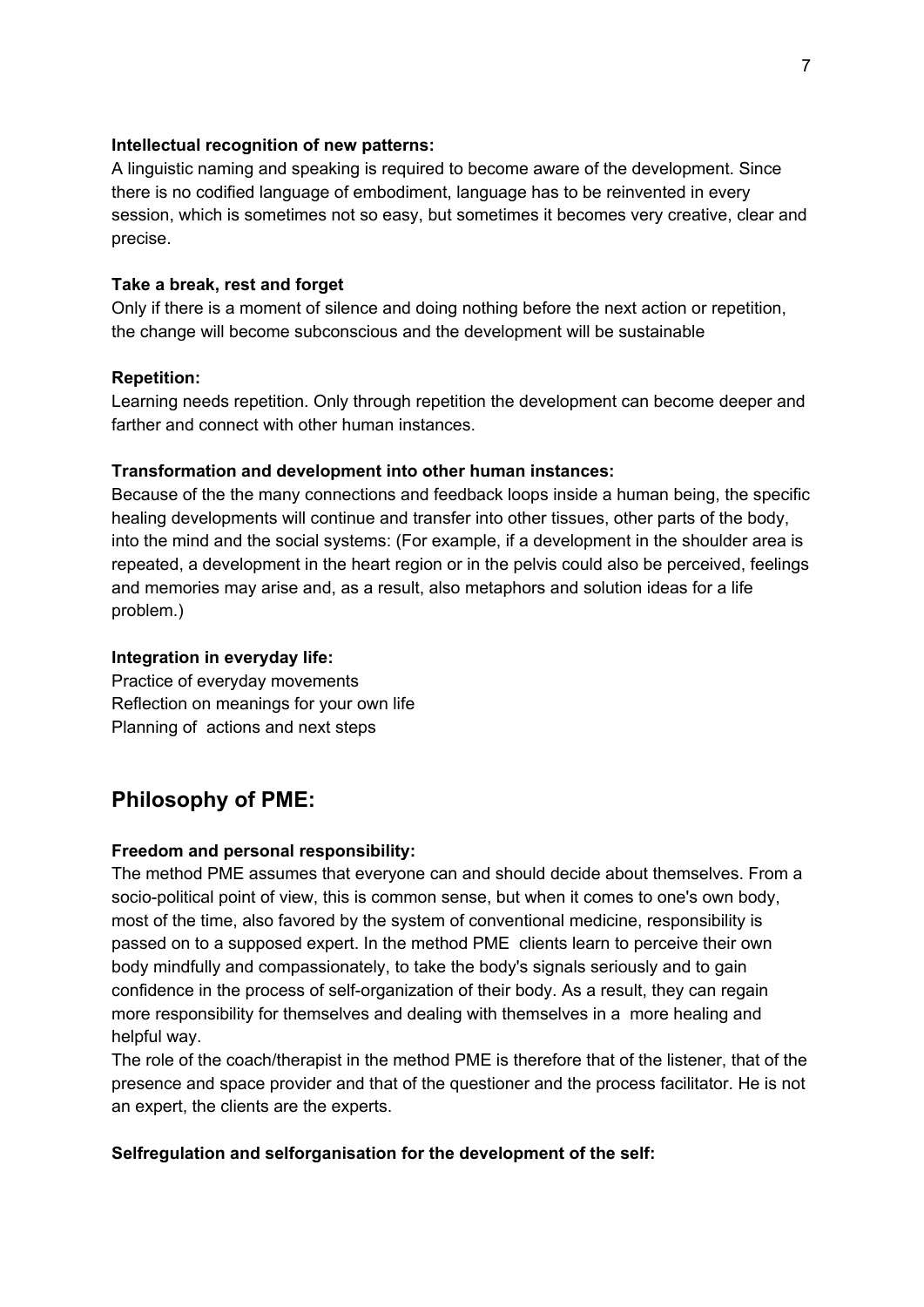**Intellectual recognition of new patterns:**
A linguistic naming and speaking is required to become aware of the development. Since there is no codified language of embodiment, language has to be reinvented in every session, which is sometimes not so easy, but sometimes it becomes very creative, clear and precise.

**Take a break, rest and forget**
Only if there is a moment of silence and doing nothing before the next action or repetition, the change will become subconscious and the development will be sustainable

**Repetition:**
Learning needs repetition. Only through repetition the development can become deeper and farther and connect with other human instances.

**Transformation and development into other human instances:**
Because of the the many connections and feedback loops inside a human being, the specific healing developments will continue and transfer into other tissues, other parts of the body, into the mind and the social systems: (For example, if a development in the shoulder area is repeated, a development in the heart region or in the pelvis could also be perceived, feelings and memories may arise and, as a result, also metaphors and solution ideas for a life problem.)

**Integration in everyday life:**
Practice of everyday movements
Reflection on meanings for your own life
Planning of actions and next steps

## Philosophy of PME:

**Freedom and personal responsibility:**
The method PME assumes that everyone can and should decide about themselves. From a socio-political point of view, this is common sense, but when it comes to one's own body, most of the time, also favored by the system of conventional medicine, responsibility is passed on to a supposed expert. In the method PME clients learn to perceive their own body mindfully and compassionately, to take the body's signals seriously and to gain confidence in the process of self-organization of their body. As a result, they can regain more responsibility for themselves and dealing with themselves in a more healing and helpful way.
The role of the coach/therapist in the method PME is therefore that of the listener, that of the presence and space provider and that of the questioner and the process facilitator. He is not an expert, the clients are the experts.

**Selfregulation and selforganisation for the development of the self:**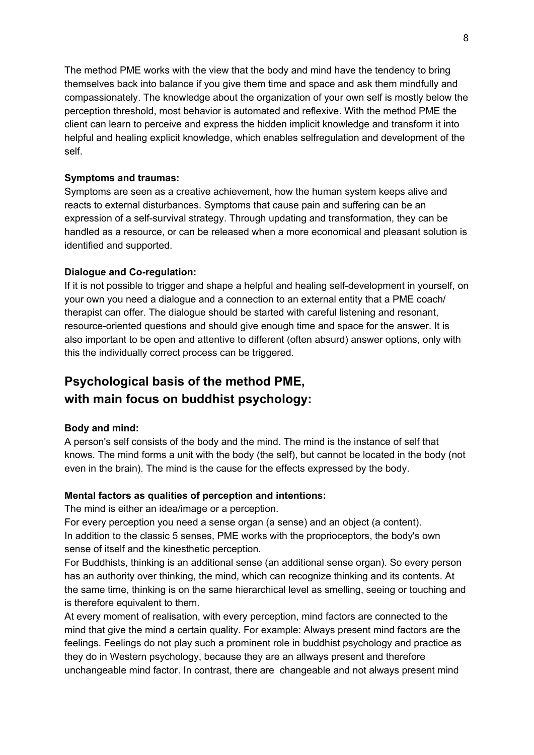The method PME works with the view that the body and mind have the tendency to bring themselves back into balance if you give them time and space and ask them mindfully and compassionately. The knowledge about the organization of your own self is mostly below the perception threshold, most behavior is automated and reflexive. With the method PME the client can learn to perceive and express the hidden implicit knowledge and transform it into helpful and healing explicit knowledge, which enables selfregulation and development of the self.

**Symptoms and traumas:**

Symptoms are seen as a creative achievement, how the human system keeps alive and reacts to external disturbances. Symptoms that cause pain and suffering can be an expression of a self-survival strategy. Through updating and transformation, they can be handled as a resource, or can be released when a more economical and pleasant solution is identified and supported.

**Dialogue and Co-regulation:**

If it is not possible to trigger and shape a helpful and healing self-development in yourself, on your own you need a dialogue and a connection to an external entity that a PME coach/ therapist can offer. The dialogue should be started with careful listening and resonant, resource-oriented questions and should give enough time and space for the answer. It is also important to be open and attentive to different (often absurd) answer options, only with this the individually correct process can be triggered.

## Psychological basis of the method PME, with main focus on buddhist psychology:

**Body and mind:**

A person's self consists of the body and the mind. The mind is the instance of self that knows. The mind forms a unit with the body (the self), but cannot be located in the body (not even in the brain). The mind is the cause for the effects expressed by the body.

**Mental factors as qualities of perception and intentions:**

The mind is either an idea/image or a perception.
For every perception you need a sense organ (a sense) and an object (a content).
In addition to the classic 5 senses, PME works with the proprioceptors, the body's own sense of itself and the kinesthetic perception.
For Buddhists, thinking is an additional sense (an additional sense organ). So every person has an authority over thinking, the mind, which can recognize thinking and its contents. At the same time, thinking is on the same hierarchical level as smelling, seeing or touching and is therefore equivalent to them.
At every moment of realisation, with every perception, mind factors are connected to the mind that give the mind a certain quality. For example: Always present mind factors are the feelings. Feelings do not play such a prominent role in buddhist psychology and practice as they do in Western psychology, because they are an allways present and therefore unchangeable mind factor. In contrast, there are changeable and not always present mind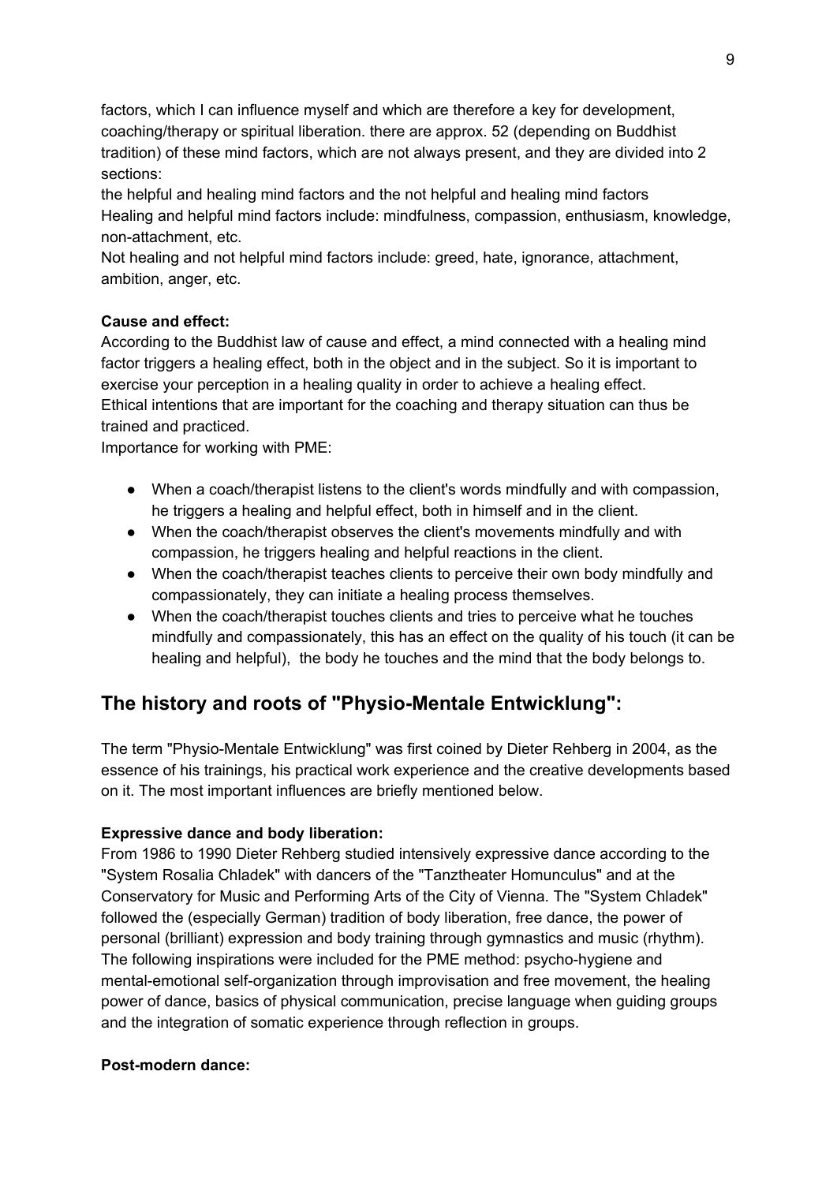factors, which I can influence myself and which are therefore a key for development, coaching/therapy or spiritual liberation. there are approx. 52 (depending on Buddhist tradition) of these mind factors, which are not always present, and they are divided into 2 sections:
the helpful and healing mind factors and the not helpful and healing mind factors
Healing and helpful mind factors include: mindfulness, compassion, enthusiasm, knowledge, non-attachment, etc.
Not healing and not helpful mind factors include: greed, hate, ignorance, attachment, ambition, anger, etc.

**Cause and effect:**
According to the Buddhist law of cause and effect, a mind connected with a healing mind factor triggers a healing effect, both in the object and in the subject. So it is important to exercise your perception in a healing quality in order to achieve a healing effect.
Ethical intentions that are important for the coaching and therapy situation can thus be trained and practiced.
Importance for working with PME:

- When a coach/therapist listens to the client's words mindfully and with compassion, he triggers a healing and helpful effect, both in himself and in the client.
- When the coach/therapist observes the client's movements mindfully and with compassion, he triggers healing and helpful reactions in the client.
- When the coach/therapist teaches clients to perceive their own body mindfully and compassionately, they can initiate a healing process themselves.
- When the coach/therapist touches clients and tries to perceive what he touches mindfully and compassionately, this has an effect on the quality of his touch (it can be healing and helpful), the body he touches and the mind that the body belongs to.

## The history and roots of "Physio-Mentale Entwicklung":

The term "Physio-Mentale Entwicklung" was first coined by Dieter Rehberg in 2004, as the essence of his trainings, his practical work experience and the creative developments based on it. The most important influences are briefly mentioned below.

**Expressive dance and body liberation:**
From 1986 to 1990 Dieter Rehberg studied intensively expressive dance according to the "System Rosalia Chladek" with dancers of the "Tanztheater Homunculus" and at the Conservatory for Music and Performing Arts of the City of Vienna. The "System Chladek" followed the (especially German) tradition of body liberation, free dance, the power of personal (brilliant) expression and body training through gymnastics and music (rhythm). The following inspirations were included for the PME method: psycho-hygiene and mental-emotional self-organization through improvisation and free movement, the healing power of dance, basics of physical communication, precise language when guiding groups and the integration of somatic experience through reflection in groups.

**Post-modern dance:**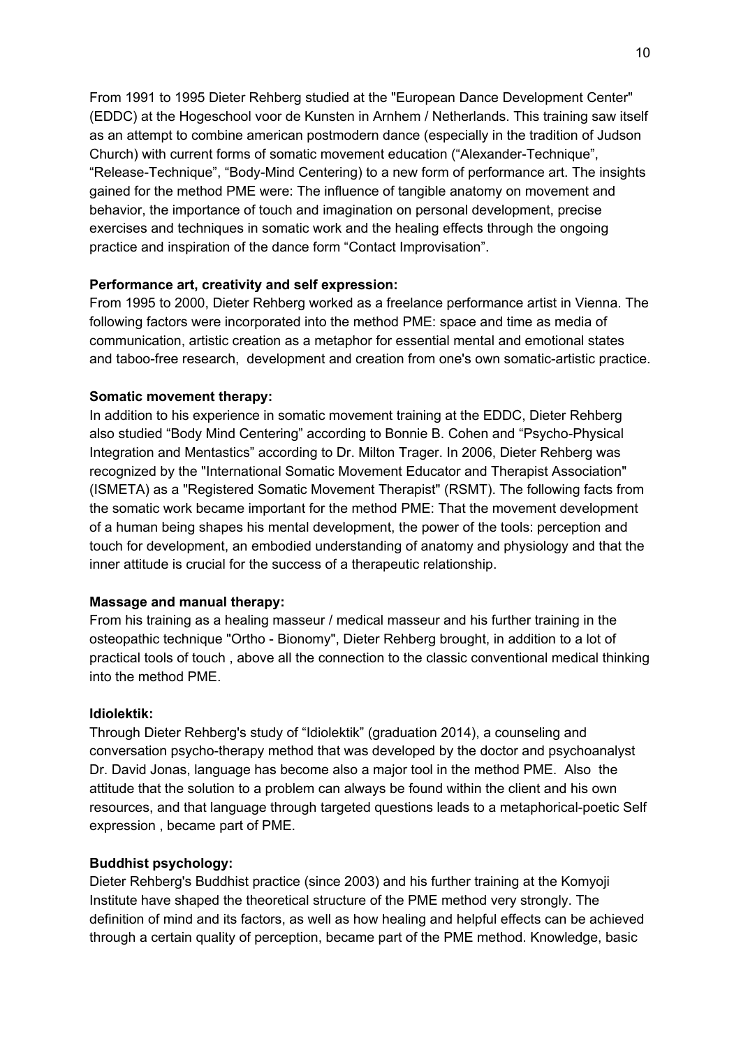From 1991 to 1995 Dieter Rehberg studied at the "European Dance Development Center" (EDDC) at the Hogeschool voor de Kunsten in Arnhem / Netherlands. This training saw itself as an attempt to combine american postmodern dance (especially in the tradition of Judson Church) with current forms of somatic movement education (“Alexander-Technique”, “Release-Technique”, “Body-Mind Centering) to a new form of performance art. The insights gained for the method PME were: The influence of tangible anatomy on movement and behavior, the importance of touch and imagination on personal development, precise exercises and techniques in somatic work and the healing effects through the ongoing practice and inspiration of the dance form “Contact Improvisation”.

**Performance art, creativity and self expression:**

From 1995 to 2000, Dieter Rehberg worked as a freelance performance artist in Vienna. The following factors were incorporated into the method PME: space and time as media of communication, artistic creation as a metaphor for essential mental and emotional states and taboo-free research, development and creation from one's own somatic-artistic practice.

**Somatic movement therapy:**

In addition to his experience in somatic movement training at the EDDC, Dieter Rehberg also studied “Body Mind Centering” according to Bonnie B. Cohen and “Psycho-Physical Integration and Mentastics” according to Dr. Milton Trager. In 2006, Dieter Rehberg was recognized by the "International Somatic Movement Educator and Therapist Association" (ISMETA) as a "Registered Somatic Movement Therapist" (RSMT). The following facts from the somatic work became important for the method PME: That the movement development of a human being shapes his mental development, the power of the tools: perception and touch for development, an embodied understanding of anatomy and physiology and that the inner attitude is crucial for the success of a therapeutic relationship.

**Massage and manual therapy:**

From his training as a healing masseur / medical masseur and his further training in the osteopathic technique "Ortho - Bionomy", Dieter Rehberg brought, in addition to a lot of practical tools of touch , above all the connection to the classic conventional medical thinking into the method PME.

**Idiolektik:**

Through Dieter Rehberg's study of “Idiolektik” (graduation 2014), a counseling and conversation psycho-therapy method that was developed by the doctor and psychoanalyst Dr. David Jonas, language has become also a major tool in the method PME. Also the attitude that the solution to a problem can always be found within the client and his own resources, and that language through targeted questions leads to a metaphorical-poetic Self expression , became part of PME.

**Buddhist psychology:**

Dieter Rehberg's Buddhist practice (since 2003) and his further training at the Komyoji Institute have shaped the theoretical structure of the PME method very strongly. The definition of mind and its factors, as well as how healing and helpful effects can be achieved through a certain quality of perception, became part of the PME method. Knowledge, basic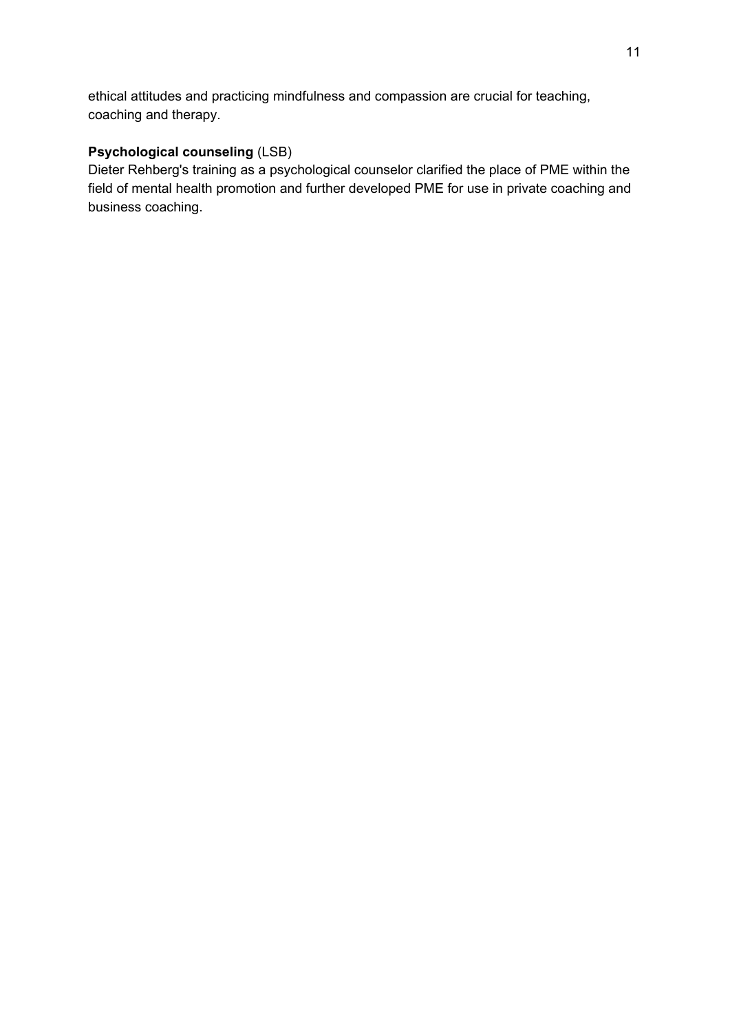ethical attitudes and practicing mindfulness and compassion are crucial for teaching, coaching and therapy.

**Psychological counseling** (LSB)
Dieter Rehberg's training as a psychological counselor clarified the place of PME within the field of mental health promotion and further developed PME for use in private coaching and business coaching.